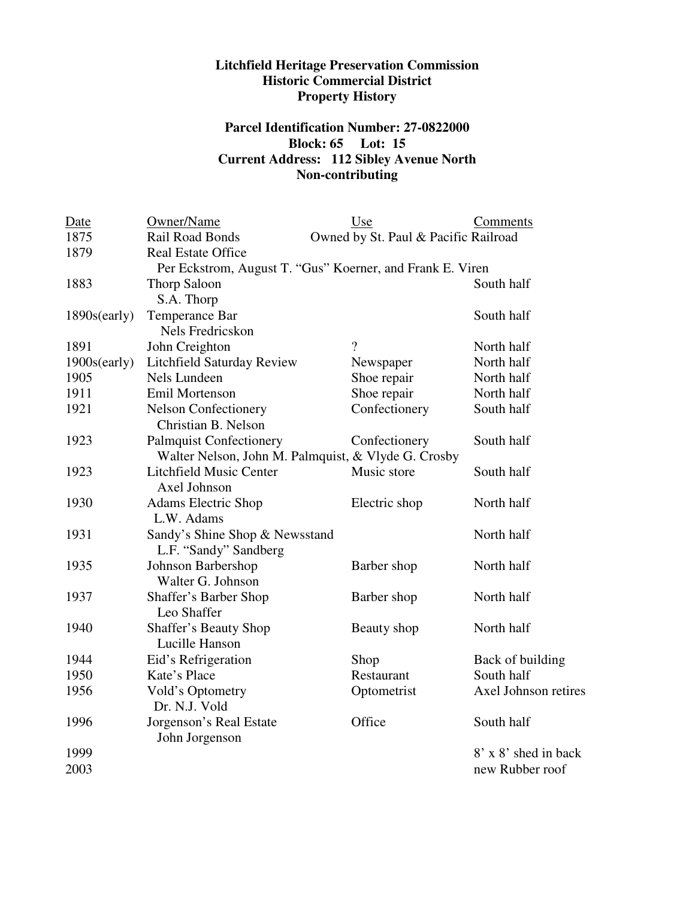**Litchfield Heritage Preservation Commission**
**Historic Commercial District**
**Property History**

**Parcel Identification Number: 27-0822000**
**Block: 65 Lot: 15**
**Current Address: 112 Sibley Avenue North**
**Non-contributing**

| Date | Owner/Name | Use | Comments |
|---|---|---|---|
| 1875 | Rail Road Bonds | Owned by St. Paul & Pacific Railroad | |
| 1879 | Real Estate Office<br>Per Eckstrom, August T. "Gus" Koerner, and Frank E. Viren | | |
| 1883 | Thorp Saloon<br>S.A. Thorp | | South half |
| 1890s(early) | Temperance Bar<br>Nels Fredricskon | | South half |
| 1891 | John Creighton | ? | North half |
| 1900s(early) | Litchfield Saturday Review | Newspaper | North half |
| 1905 | Nels Lundeen | Shoe repair | North half |
| 1911 | Emil Mortenson | Shoe repair | North half |
| 1921 | Nelson Confectionery<br>Christian B. Nelson | Confectionery | South half |
| 1923 | Palmquist Confectionery<br>Walter Nelson, John M. Palmquist, & Vlyde G. Crosby | Confectionery | South half |
| 1923 | Litchfield Music Center<br>Axel Johnson | Music store | South half |
| 1930 | Adams Electric Shop<br>L.W. Adams | Electric shop | North half |
| 1931 | Sandy's Shine Shop & Newsstand<br>L.F. "Sandy" Sandberg | | North half |
| 1935 | Johnson Barbershop<br>Walter G. Johnson | Barber shop | North half |
| 1937 | Shaffer's Barber Shop<br>Leo Shaffer | Barber shop | North half |
| 1940 | Shaffer's Beauty Shop<br>Lucille Hanson | Beauty shop | North half |
| 1944 | Eid's Refrigeration | Shop | Back of building |
| 1950 | Kate's Place | Restaurant | South half |
| 1956 | Vold's Optometry<br>Dr. N.J. Vold | Optometrist | Axel Johnson retires |
| 1996 | Jorgenson's Real Estate<br>John Jorgenson | Office | South half |
| 1999 | | | 8' x 8' shed in back |
| 2003 | | | new Rubber roof |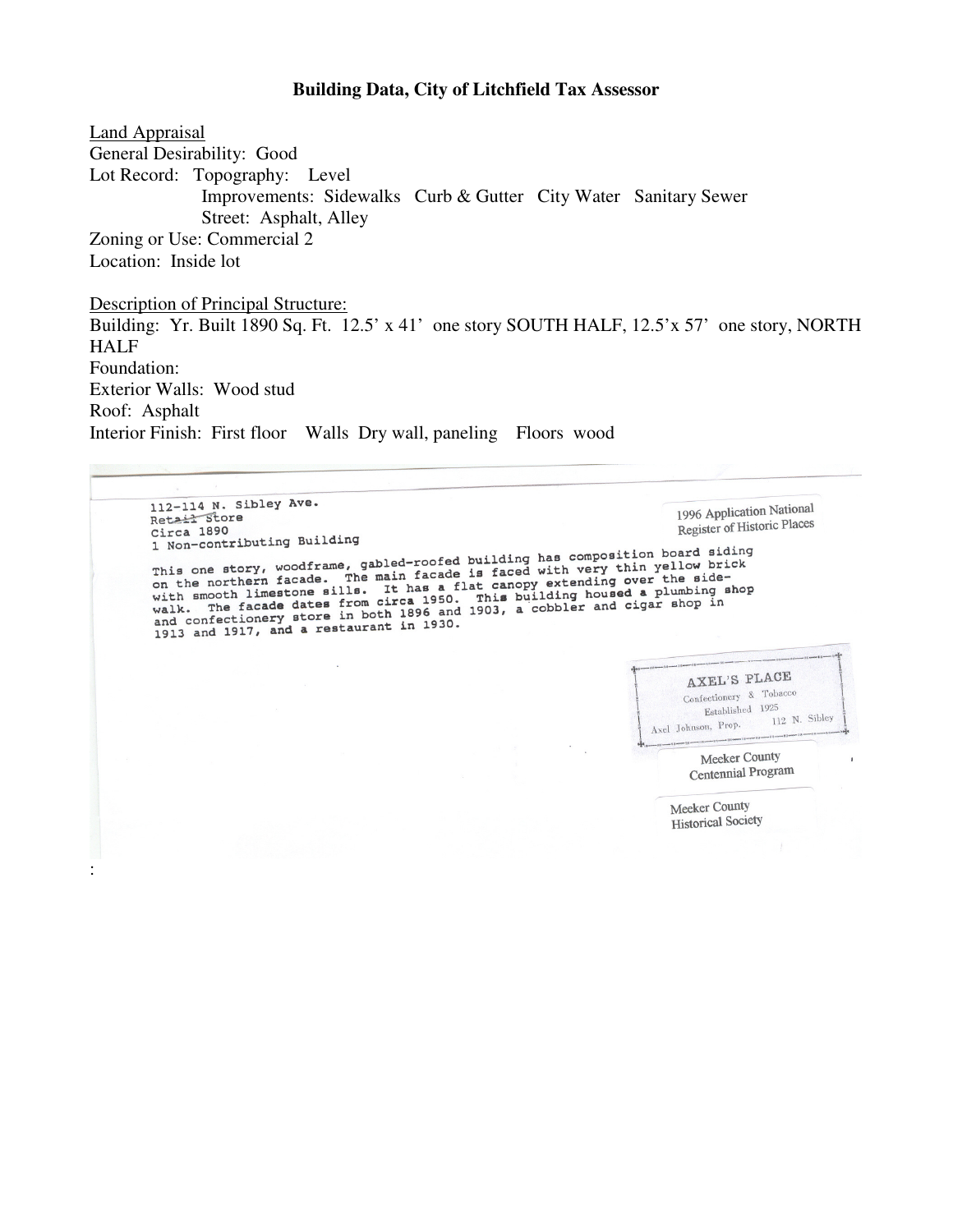**Building Data, City of Litchfield Tax Assessor**

Land Appraisal
General Desirability: Good
Lot Record: Topography: Level
Improvements: Sidewalks Curb & Gutter City Water Sanitary Sewer
Street: Asphalt, Alley
Zoning or Use: Commercial 2
Location: Inside lot

Description of Principal Structure:
Building: Yr. Built 1890 Sq. Ft. 12.5' x 41' one story SOUTH HALF, 12.5'x 57' one story, NORTH HALF
Foundation:
Exterior Walls: Wood stud
Roof: Asphalt
Interior Finish: First floor Walls Dry wall, paneling Floors wood

112-114 N. Sibley Ave.
Retail Store
Circa 1890
1 Non-contributing Building

1996 Application National Register of Historic Places

This one story, woodframe, gabled-roofed building has composition board siding on the northern facade. The main facade is faced with very thin yellow brick with smooth limestone sills. It has a flat canopy extending over the sidewalk. The facade dates from circa 1950. This building housed a plumbing shop and confectionery store in both 1896 and 1903, a cobbler and cigar shop in 1913 and 1917, and a restaurant in 1930.

AXEL'S PLACE
Confectionery & Tobacco
Established 1925
Axel Johnson, Prop. 112 N. Sibley

Meeker County Centennial Program

Meeker County Historical Society

: